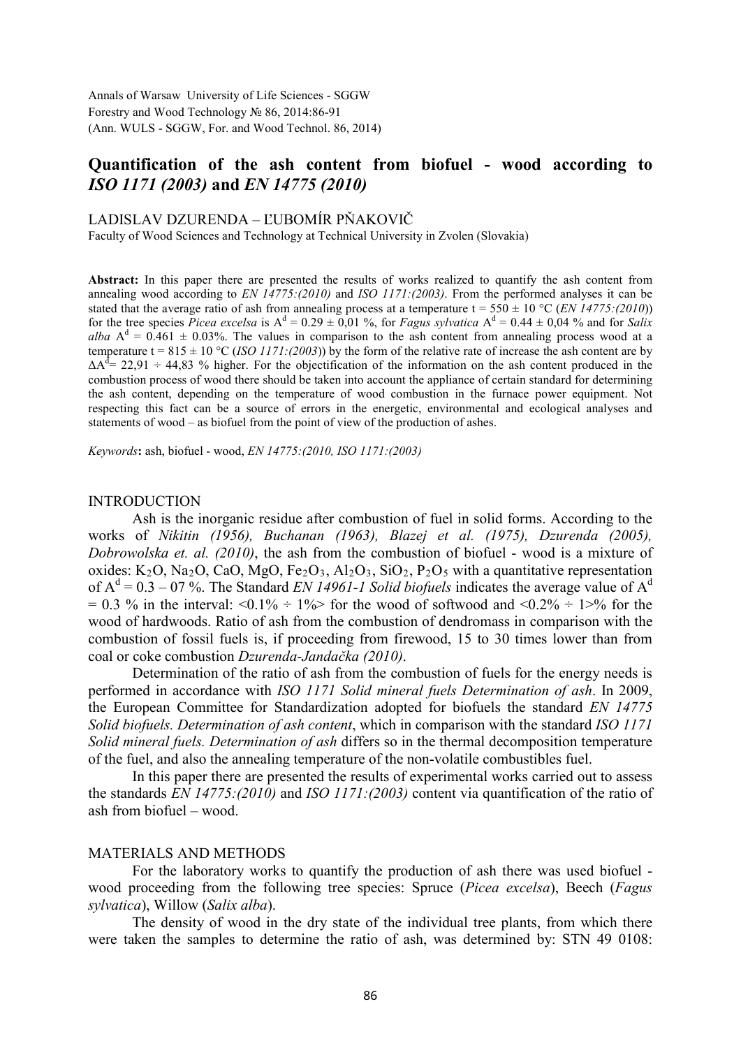Annals of Warsaw University of Life Sciences - SGGW
Forestry and Wood Technology № 86, 2014:86-91
(Ann. WULS - SGGW, For. and Wood Technol. 86, 2014)

# Quantification of the ash content from biofuel - wood according to *ISO 1171 (2003)* and *EN 14775 (2010)*

LADISLAV DZURENDA – ĽUBOMÍR PŇAKOVIČ

Faculty of Wood Sciences and Technology at Technical University in Zvolen (Slovakia)

**Abstract:** In this paper there are presented the results of works realized to quantify the ash content from annealing wood according to *EN 14775:(2010)* and *ISO 1171:(2003)*. From the performed analyses it can be stated that the average ratio of ash from annealing process at a temperature t = 550 ± 10 °C (*EN 14775:(2010)*) for the tree species *Picea excelsa* is $A^d$ = 0.29 ± 0,01 %, for *Fagus sylvatica* $A^d$ = 0.44 ± 0,04 % and for *Salix alba* $A^d$ = 0.461 ± 0.03%. The values in comparison to the ash content from annealing process wood at a temperature t = 815 ± 10 °C (*ISO 1171:(2003)*) by the form of the relative rate of increase the ash content are by $\Delta A^d$= 22,91 ÷ 44,83 % higher. For the objectification of the information on the ash content produced in the combustion process of wood there should be taken into account the appliance of certain standard for determining the ash content, depending on the temperature of wood combustion in the furnace power equipment. Not respecting this fact can be a source of errors in the energetic, environmental and ecological analyses and statements of wood – as biofuel from the point of view of the production of ashes.

*Keywords*: ash, biofuel - wood, *EN 14775:(2010, ISO 1171:(2003)*

## INTRODUCTION

Ash is the inorganic residue after combustion of fuel in solid forms. According to the works of *Nikitin (1956), Buchanan (1963), Blazej et al. (1975), Dzurenda (2005), Dobrowolska et. al. (2010)*, the ash from the combustion of biofuel - wood is a mixture of oxides: $K_2O$, $Na_2O$, $CaO$, $MgO$, $Fe_2O_3$, $Al_2O_3$, $SiO_2$, $P_2O_5$ with a quantitative representation of $A^d$ = 0.3 – 07 %. The Standard *EN 14961-1 Solid biofuels* indicates the average value of $A^d$ = 0.3 % in the interval: <0.1% ÷ 1%> for the wood of softwood and <0.2% ÷ 1>% for the wood of hardwoods. Ratio of ash from the combustion of dendromass in comparison with the combustion of fossil fuels is, if proceeding from firewood, 15 to 30 times lower than from coal or coke combustion *Dzurenda-Jandačka (2010)*.

Determination of the ratio of ash from the combustion of fuels for the energy needs is performed in accordance with *ISO 1171 Solid mineral fuels Determination of ash*. In 2009, the European Committee for Standardization adopted for biofuels the standard *EN 14775 Solid biofuels. Determination of ash content*, which in comparison with the standard *ISO 1171 Solid mineral fuels. Determination of ash* differs so in the thermal decomposition temperature of the fuel, and also the annealing temperature of the non-volatile combustibles fuel.

In this paper there are presented the results of experimental works carried out to assess the standards *EN 14775:(2010)* and *ISO 1171:(2003)* content via quantification of the ratio of ash from biofuel – wood.

## MATERIALS AND METHODS

For the laboratory works to quantify the production of ash there was used biofuel - wood proceeding from the following tree species: Spruce (*Picea excelsa*), Beech (*Fagus sylvatica*), Willow (*Salix alba*).

The density of wood in the dry state of the individual tree plants, from which there were taken the samples to determine the ratio of ash, was determined by: STN 49 0108: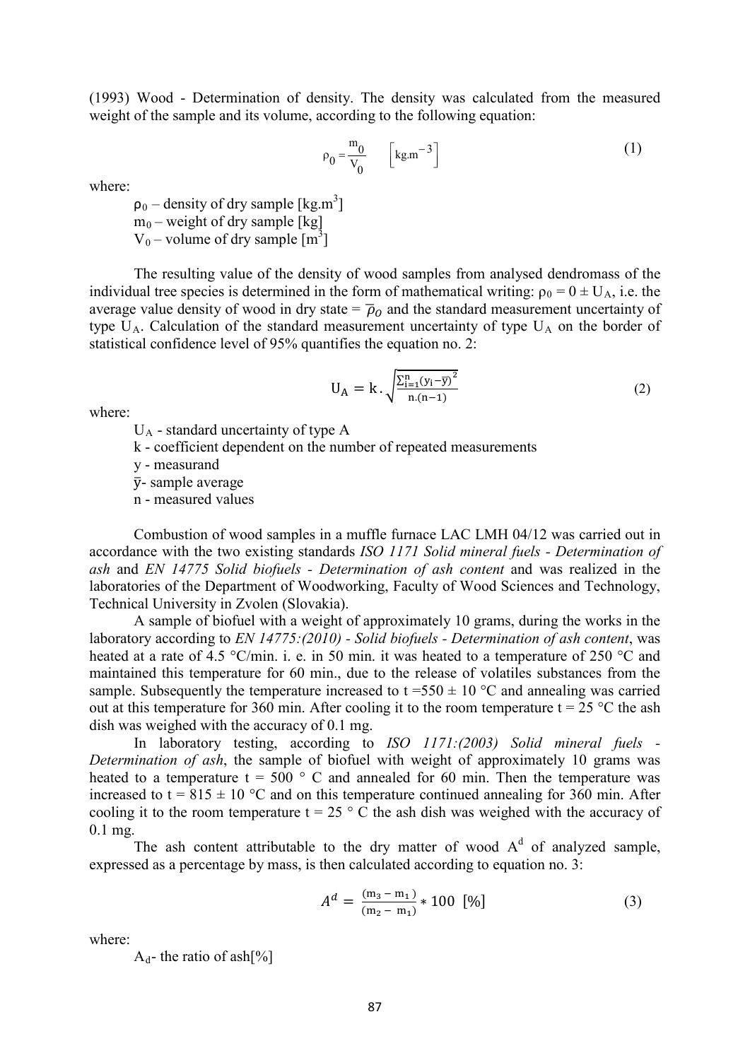(1993) Wood - Determination of density. The density was calculated from the measured weight of the sample and its volume, according to the following equation:

$$\rho_0 = \frac{m_0}{V_0} \quad \left[\mathrm{kg.m}^{-3}\right] \tag{1}$$

where:

$\rho_0$ – density of dry sample [kg.m$^3$]
$m_0$ – weight of dry sample [kg]
$V_0$ – volume of dry sample [m$^3$]

The resulting value of the density of wood samples from analysed dendromass of the individual tree species is determined in the form of mathematical writing: $\rho_0 = 0 \pm U_A$, i.e. the average value density of wood in dry state = $\overline{\rho}_O$ and the standard measurement uncertainty of type $U_A$. Calculation of the standard measurement uncertainty of type $U_A$ on the border of statistical confidence level of 95% quantifies the equation no. 2:

$$U_A = k.\sqrt{\frac{\sum_{i=1}^{n}(y_i - \overline{y})^2}{n.(n-1)}} \tag{2}$$

where:

$U_A$ - standard uncertainty of type A
k - coefficient dependent on the number of repeated measurements
y - measurand
$\overline{y}$- sample average
n - measured values

Combustion of wood samples in a muffle furnace LAC LMH 04/12 was carried out in accordance with the two existing standards *ISO 1171 Solid mineral fuels - Determination of ash* and *EN 14775 Solid biofuels - Determination of ash content* and was realized in the laboratories of the Department of Woodworking, Faculty of Wood Sciences and Technology, Technical University in Zvolen (Slovakia).

A sample of biofuel with a weight of approximately 10 grams, during the works in the laboratory according to *EN 14775:(2010) - Solid biofuels - Determination of ash content*, was heated at a rate of 4.5 °C/min. i. e. in 50 min. it was heated to a temperature of 250 °C and maintained this temperature for 60 min., due to the release of volatiles substances from the sample. Subsequently the temperature increased to t =550 ± 10 °C and annealing was carried out at this temperature for 360 min. After cooling it to the room temperature t = 25 °C the ash dish was weighed with the accuracy of 0.1 mg.

In laboratory testing, according to *ISO 1171:(2003) Solid mineral fuels - Determination of ash*, the sample of biofuel with weight of approximately 10 grams was heated to a temperature t = 500 ° C and annealed for 60 min. Then the temperature was increased to t = 815 ± 10 °C and on this temperature continued annealing for 360 min. After cooling it to the room temperature t = 25 ° C the ash dish was weighed with the accuracy of 0.1 mg.

The ash content attributable to the dry matter of wood $A^d$ of analyzed sample, expressed as a percentage by mass, is then calculated according to equation no. 3:

$$A^d = \frac{(m_3 - m_1)}{(m_2 - m_1)} * 100 \ [\%] \tag{3}$$

where:

$A_d$- the ratio of ash[%]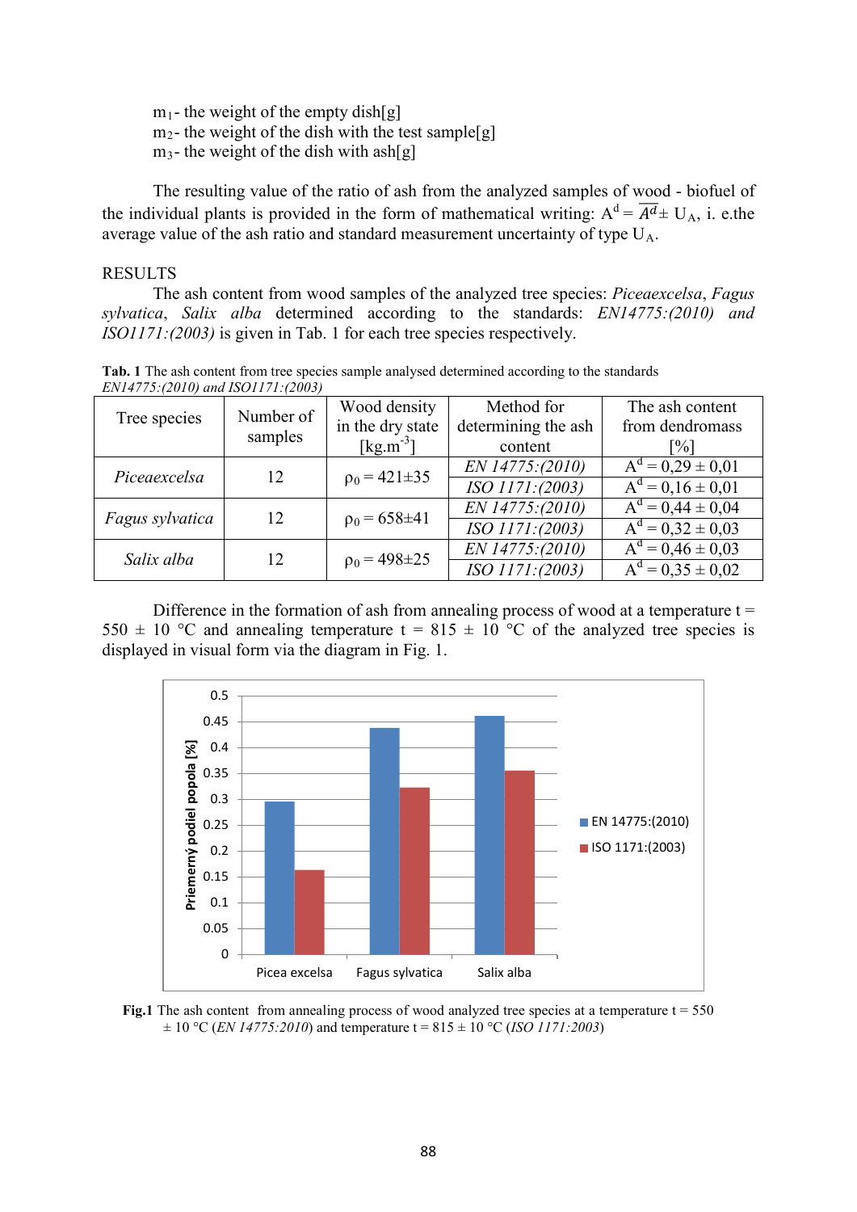$m_1$- the weight of the empty dish[g]
$m_2$- the weight of the dish with the test sample[g]
$m_3$- the weight of the dish with ash[g]

The resulting value of the ratio of ash from the analyzed samples of wood - biofuel of the individual plants is provided in the form of mathematical writing: $A^d = \overline{A^d} \pm U_A$, i. e.the average value of the ash ratio and standard measurement uncertainty of type $U_A$.

RESULTS

The ash content from wood samples of the analyzed tree species: *Piceaexcelsa*, *Fagus sylvatica*, *Salix alba* determined according to the standards: *EN14775:(2010) and ISO1171:(2003)* is given in Tab. 1 for each tree species respectively.

**Tab. 1** The ash content from tree species sample analysed determined according to the standards *EN14775:(2010) and ISO1171:(2003)*

| Tree species | Number of samples | Wood density in the dry state [kg.m$^{-3}$] | Method for determining the ash content | The ash content from dendromass [%] |
|---|---|---|---|---|
| *Piceaexcelsa* | 12 | $\rho_0 = 421 \pm 35$ | *EN 14775:(2010)* | $A^d = 0{,}29 \pm 0{,}01$ |
| | | | *ISO 1171:(2003)* | $A^d = 0{,}16 \pm 0{,}01$ |
| *Fagus sylvatica* | 12 | $\rho_0 = 658 \pm 41$ | *EN 14775:(2010)* | $A^d = 0{,}44 \pm 0{,}04$ |
| | | | *ISO 1171:(2003)* | $A^d = 0{,}32 \pm 0{,}03$ |
| *Salix alba* | 12 | $\rho_0 = 498 \pm 25$ | *EN 14775:(2010)* | $A^d = 0{,}46 \pm 0{,}03$ |
| | | | *ISO 1171:(2003)* | $A^d = 0{,}35 \pm 0{,}02$ |

Difference in the formation of ash from annealing process of wood at a temperature t = 550 ± 10 °C and annealing temperature t = 815 ± 10 °C of the analyzed tree species is displayed in visual form via the diagram in Fig. 1.

**Fig.1** The ash content from annealing process of wood analyzed tree species at a temperature t = 550 ± 10 °C (*EN 14775:2010*) and temperature t = 815 ± 10 °C (*ISO 1171:2003*)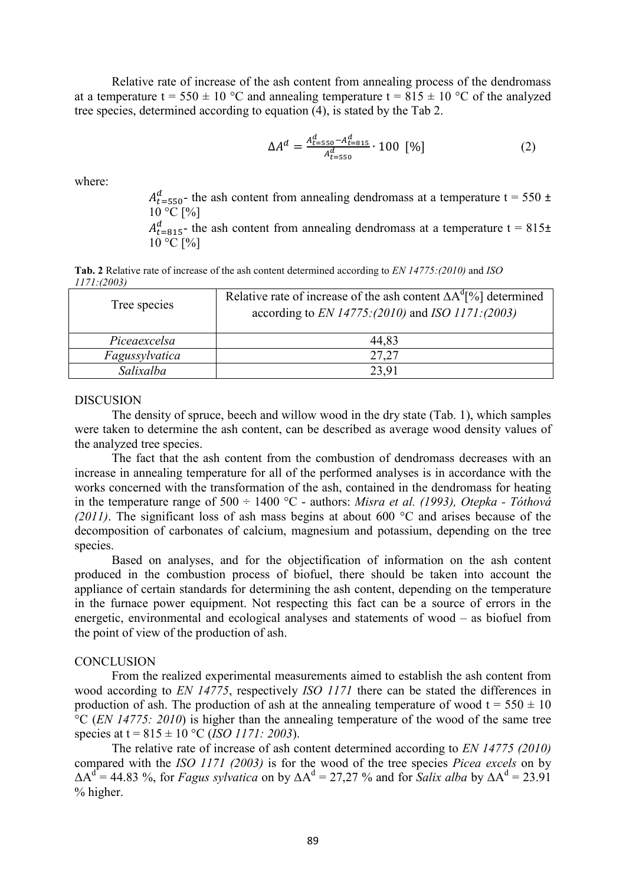Relative rate of increase of the ash content from annealing process of the dendromass at a temperature t = 550 ± 10 °C and annealing temperature t = 815 ± 10 °C of the analyzed tree species, determined according to equation (4), is stated by the Tab 2.

$$\Delta A^d = \frac{A^d_{t=550} - A^d_{t=815}}{A^d_{t=550}} \cdot 100 \ [\%] \qquad (2)$$

where:

$A^d_{t=550}$- the ash content from annealing dendromass at a temperature t = 550 ± 10 °C [%]

$A^d_{t=815}$- the ash content from annealing dendromass at a temperature t = 815± 10 °C [%]

**Tab. 2** Relative rate of increase of the ash content determined according to *EN 14775:(2010)* and *ISO 1171:(2003)*

| Tree species | Relative rate of increase of the ash content $\Delta A^d$[%] determined according to *EN 14775:(2010)* and *ISO 1171:(2003)* |
|---|---|
| *Piceaexcelsa* | 44,83 |
| *Fagussylvatica* | 27,27 |
| *Salixalba* | 23,91 |

DISCUSION

The density of spruce, beech and willow wood in the dry state (Tab. 1), which samples were taken to determine the ash content, can be described as average wood density values of the analyzed tree species.

The fact that the ash content from the combustion of dendromass decreases with an increase in annealing temperature for all of the performed analyses is in accordance with the works concerned with the transformation of the ash, contained in the dendromass for heating in the temperature range of 500 ÷ 1400 °C - authors: *Misra et al. (1993), Otepka - Tóthová (2011)*. The significant loss of ash mass begins at about 600 °C and arises because of the decomposition of carbonates of calcium, magnesium and potassium, depending on the tree species.

Based on analyses, and for the objectification of information on the ash content produced in the combustion process of biofuel, there should be taken into account the appliance of certain standards for determining the ash content, depending on the temperature in the furnace power equipment. Not respecting this fact can be a source of errors in the energetic, environmental and ecological analyses and statements of wood – as biofuel from the point of view of the production of ash.

CONCLUSION

From the realized experimental measurements aimed to establish the ash content from wood according to *EN 14775*, respectively *ISO 1171* there can be stated the differences in production of ash. The production of ash at the annealing temperature of wood t = 550 ± 10 °C (*EN 14775: 2010*) is higher than the annealing temperature of the wood of the same tree species at t = 815 ± 10 °C (*ISO 1171: 2003*).

The relative rate of increase of ash content determined according to *EN 14775 (2010)* compared with the *ISO 1171 (2003)* is for the wood of the tree species *Picea excels* on by $\Delta A^d$ = 44.83 %, for *Fagus sylvatica* on by $\Delta A^d$ = 27,27 % and for *Salix alba* by $\Delta A^d$ = 23.91 % higher.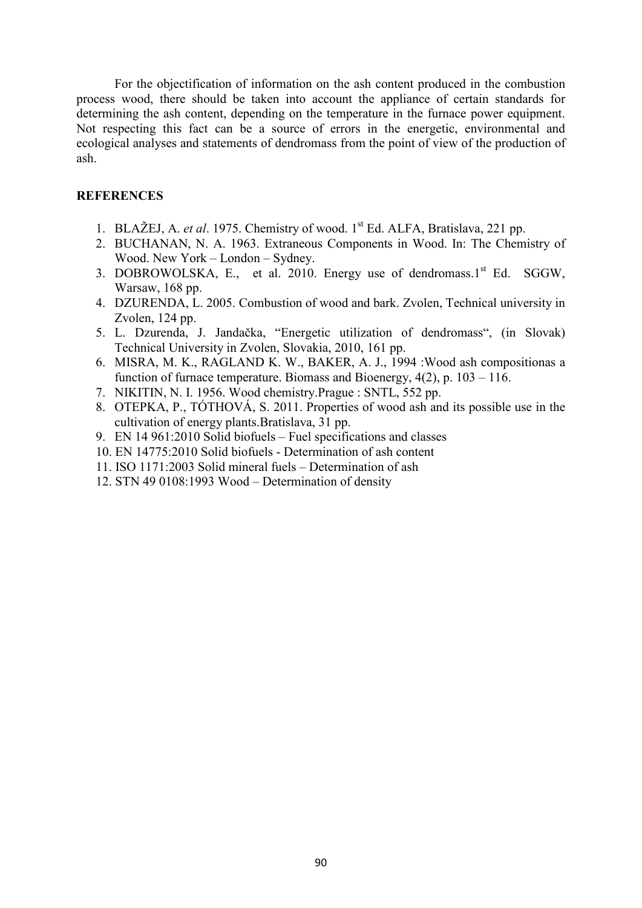For the objectification of information on the ash content produced in the combustion process wood, there should be taken into account the appliance of certain standards for determining the ash content, depending on the temperature in the furnace power equipment. Not respecting this fact can be a source of errors in the energetic, environmental and ecological analyses and statements of dendromass from the point of view of the production of ash.

## REFERENCES

1. BLAŽEJ, A. *et al*. 1975. Chemistry of wood. 1st Ed. ALFA, Bratislava, 221 pp.
2. BUCHANAN, N. A. 1963. Extraneous Components in Wood. In: The Chemistry of Wood. New York – London – Sydney.
3. DOBROWOLSKA, E., et al. 2010. Energy use of dendromass.1st Ed. SGGW, Warsaw, 168 pp.
4. DZURENDA, L. 2005. Combustion of wood and bark. Zvolen, Technical university in Zvolen, 124 pp.
5. L. Dzurenda, J. Jandačka, "Energetic utilization of dendromass", (in Slovak) Technical University in Zvolen, Slovakia, 2010, 161 pp.
6. MISRA, M. K., RAGLAND K. W., BAKER, A. J., 1994 :Wood ash compositionas a function of furnace temperature. Biomass and Bioenergy, 4(2), p. 103 – 116.
7. NIKITIN, N. I. 1956. Wood chemistry.Prague : SNTL, 552 pp.
8. OTEPKA, P., TÓTHOVÁ, S. 2011. Properties of wood ash and its possible use in the cultivation of energy plants.Bratislava, 31 pp.
9. EN 14 961:2010 Solid biofuels – Fuel specifications and classes
10. EN 14775:2010 Solid biofuels - Determination of ash content
11. ISO 1171:2003 Solid mineral fuels – Determination of ash
12. STN 49 0108:1993 Wood – Determination of density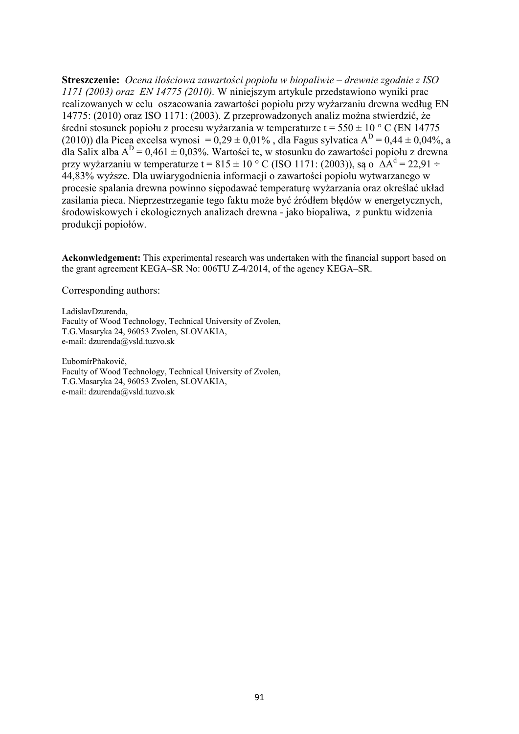**Streszczenie:** *Ocena ilościowa zawartości popiołu w biopaliwie – drewnie zgodnie z ISO 1171 (2003) oraz EN 14775 (2010).* W niniejszym artykule przedstawiono wyniki prac realizowanych w celu oszacowania zawartości popiołu przy wyżarzaniu drewna według EN 14775: (2010) oraz ISO 1171: (2003). Z przeprowadzonych analiz można stwierdzić, że średni stosunek popiołu z procesu wyżarzania w temperaturze t = 550 ± 10 ° C (EN 14775 (2010)) dla Picea excelsa wynosi = 0,29 ± 0,01% , dla Fagus sylvatica $A^D$ = 0,44 ± 0,04%, a dla Salix alba $A^D$ = 0,461 ± 0,03%. Wartości te, w stosunku do zawartości popiołu z drewna przy wyżarzaniu w temperaturze t = 815 ± 10 ° C (ISO 1171: (2003)), są o $\Delta A^d$ = 22,91 ÷ 44,83% wyższe. Dla uwiarygodnienia informacji o zawartości popiołu wytwarzanego w procesie spalania drewna powinno siępodawać temperaturę wyżarzania oraz określać układ zasilania pieca. Nieprzestrzeganie tego faktu może być źródłem błędów w energetycznych, środowiskowych i ekologicznych analizach drewna - jako biopaliwa, z punktu widzenia produkcji popiołów.

**Ackonwledgement:** This experimental research was undertaken with the financial support based on the grant agreement KEGA–SR No: 006TU Z-4/2014, of the agency KEGA–SR.

Corresponding authors:

LadislavDzurenda,
Faculty of Wood Technology, Technical University of Zvolen,
T.G.Masaryka 24, 96053 Zvolen, SLOVAKIA,
e-mail: dzurenda@vsld.tuzvo.sk

ĽubomírPňakovič,
Faculty of Wood Technology, Technical University of Zvolen,
T.G.Masaryka 24, 96053 Zvolen, SLOVAKIA,
e-mail: dzurenda@vsld.tuzvo.sk